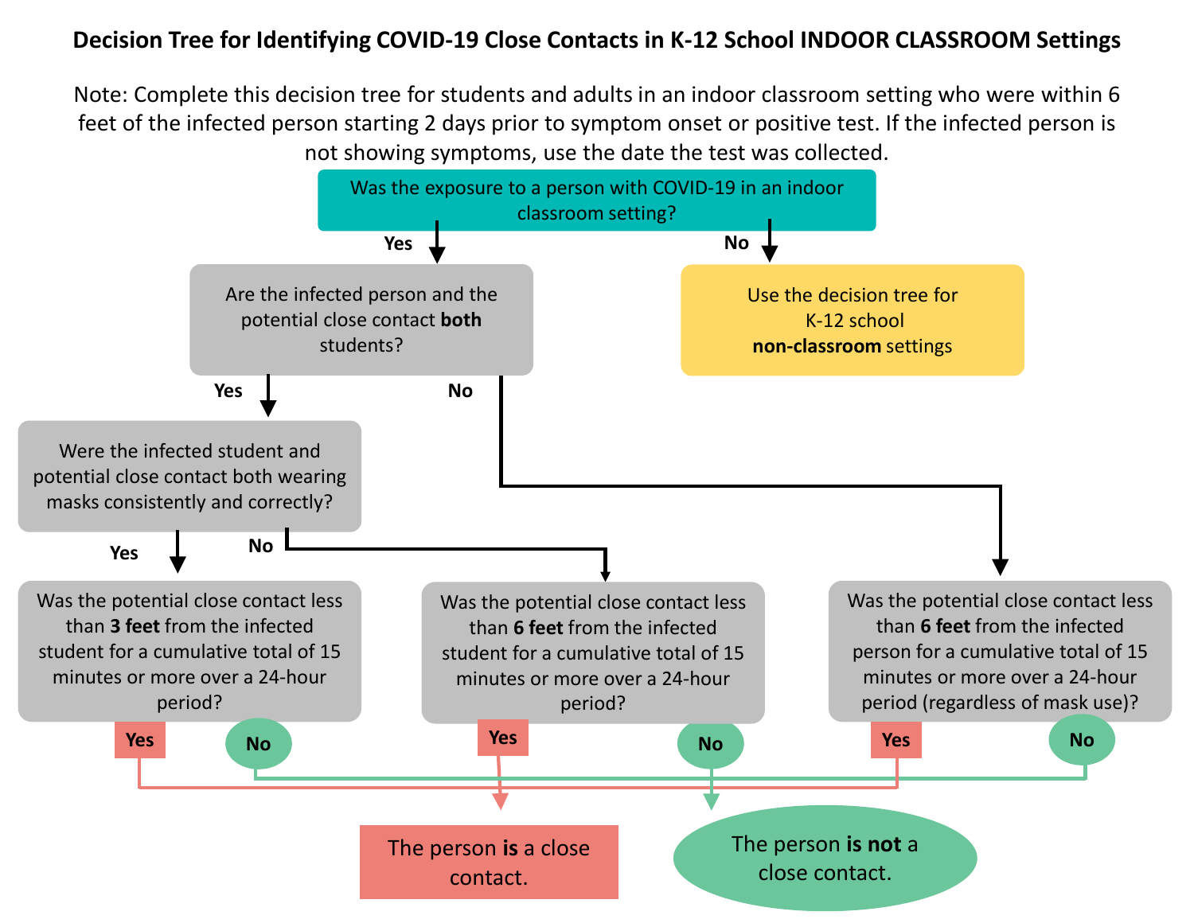# Decision Tree for Identifying COVID-19 Close Contacts in K-12 School INDOOR CLASSROOM Settings

Note: Complete this decision tree for students and adults in an indoor classroom setting who were within 6 feet of the infected person starting 2 days prior to symptom onset or positive test. If the infected person is not showing symptoms, use the date the test was collected.

Was the exposure to a person with COVID-19 in an indoor classroom setting?

Yes

No

Use the decision tree for K-12 school **non-classroom** settings

Are the infected person and the potential close contact **both** students?

Yes

No

Were the infected student and potential close contact both wearing masks consistently and correctly?

Yes

No

Was the potential close contact less than **3 feet** from the infected student for a cumulative total of 15 minutes or more over a 24-hour period?

Yes

No

Was the potential close contact less than **6 feet** from the infected student for a cumulative total of 15 minutes or more over a 24-hour period?

Yes

No

Was the potential close contact less than **6 feet** from the infected person for a cumulative total of 15 minutes or more over a 24-hour period (regardless of mask use)?

Yes

No

The person **is** a close contact.

The person **is not** a close contact.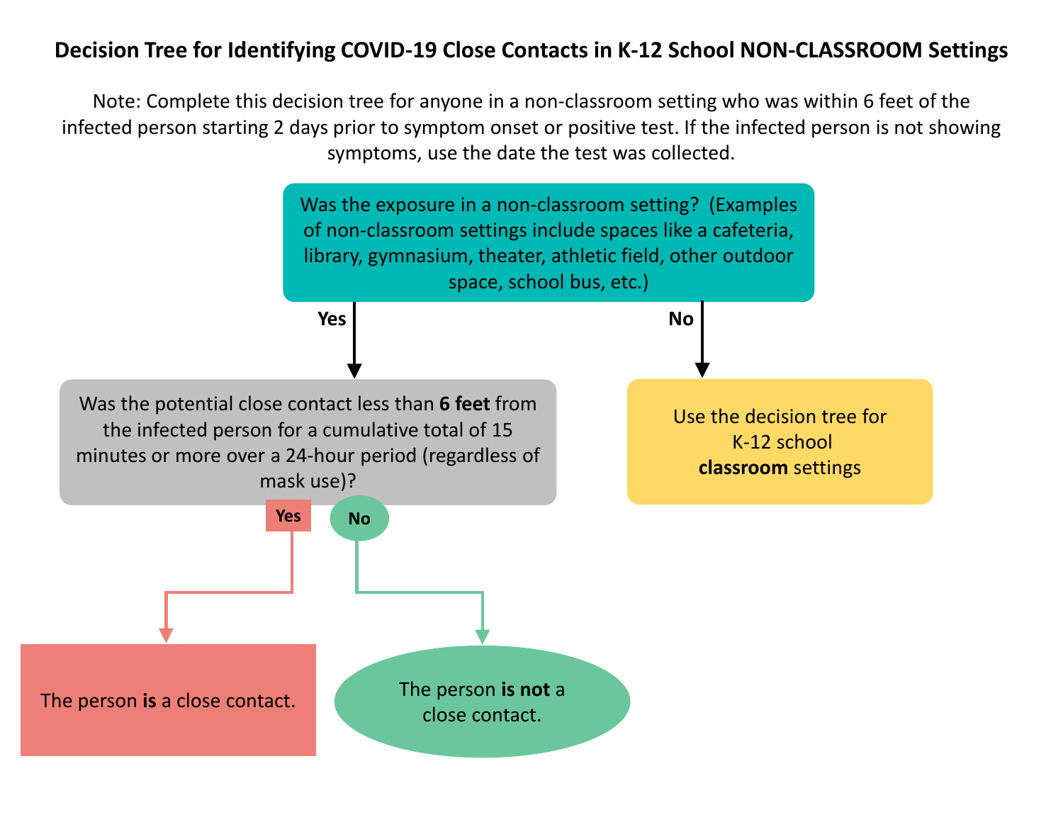# Decision Tree for Identifying COVID-19 Close Contacts in K-12 School NON-CLASSROOM Settings

Note: Complete this decision tree for anyone in a non-classroom setting who was within 6 feet of the infected person starting 2 days prior to symptom onset or positive test. If the infected person is not showing symptoms, use the date the test was collected.

Was the exposure in a non-classroom setting? (Examples of non-classroom settings include spaces like a cafeteria, library, gymnasium, theater, athletic field, other outdoor space, school bus, etc.)

- **Yes** → Was the potential close contact less than **6 feet** from the infected person for a cumulative total of 15 minutes or more over a 24-hour period (regardless of mask use)?
  - **Yes** → The person **is** a close contact.
  - **No** → The person **is not** a close contact.
- **No** → Use the decision tree for K-12 school **classroom** settings